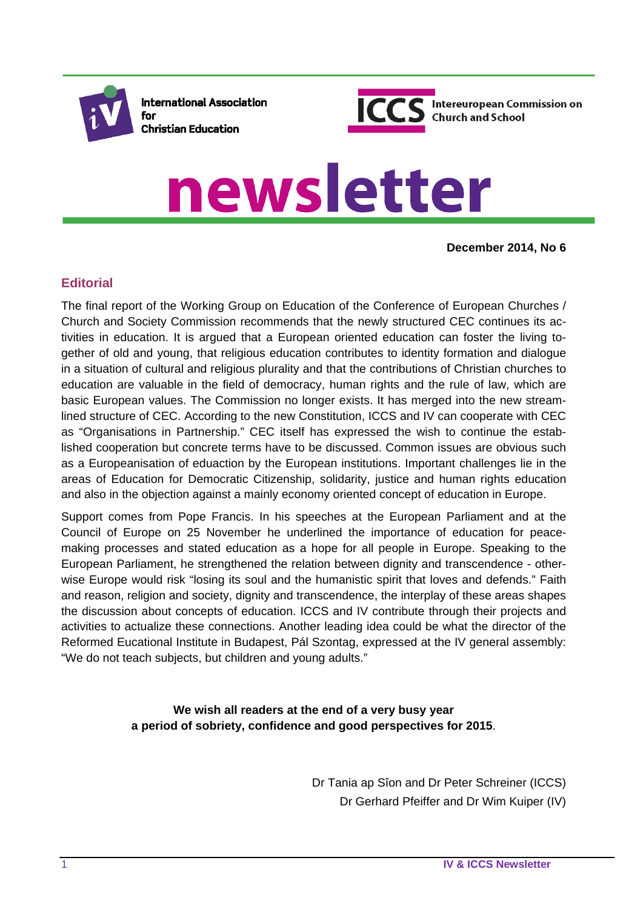International Association for Christian Education

ICCS Intereuropean Commission on Church and School

# newsletter

**December 2014, No 6**

## Editorial

The final report of the Working Group on Education of the Conference of European Churches / Church and Society Commission recommends that the newly structured CEC continues its activities in education. It is argued that a European oriented education can foster the living together of old and young, that religious education contributes to identity formation and dialogue in a situation of cultural and religious plurality and that the contributions of Christian churches to education are valuable in the field of democracy, human rights and the rule of law, which are basic European values. The Commission no longer exists. It has merged into the new streamlined structure of CEC. According to the new Constitution, ICCS and IV can cooperate with CEC as "Organisations in Partnership." CEC itself has expressed the wish to continue the established cooperation but concrete terms have to be discussed. Common issues are obvious such as a Europeanisation of eduaction by the European institutions. Important challenges lie in the areas of Education for Democratic Citizenship, solidarity, justice and human rights education and also in the objection against a mainly economy oriented concept of education in Europe.

Support comes from Pope Francis. In his speeches at the European Parliament and at the Council of Europe on 25 November he underlined the importance of education for peacemaking processes and stated education as a hope for all people in Europe. Speaking to the European Parliament, he strengthened the relation between dignity and transcendence - otherwise Europe would risk "losing its soul and the humanistic spirit that loves and defends." Faith and reason, religion and society, dignity and transcendence, the interplay of these areas shapes the discussion about concepts of education. ICCS and IV contribute through their projects and activities to actualize these connections. Another leading idea could be what the director of the Reformed Eucational Institute in Budapest, Pál Szontag, expressed at the IV general assembly: "We do not teach subjects, but children and young adults."

**We wish all readers at the end of a very busy year**
**a period of sobriety, confidence and good perspectives for 2015**.

Dr Tania ap Sîon and Dr Peter Schreiner (ICCS)
Dr Gerhard Pfeiffer and Dr Wim Kuiper (IV)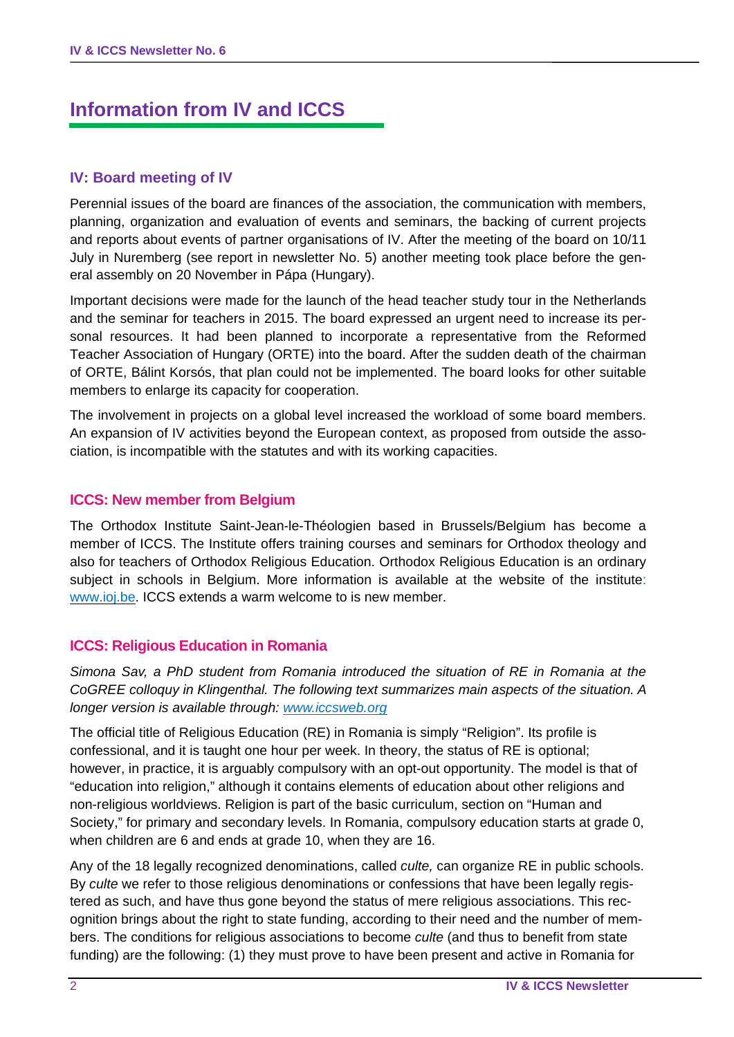# Information from IV and ICCS

## IV: Board meeting of IV

Perennial issues of the board are finances of the association, the communication with members, planning, organization and evaluation of events and seminars, the backing of current projects and reports about events of partner organisations of IV. After the meeting of the board on 10/11 July in Nuremberg (see report in newsletter No. 5) another meeting took place before the general assembly on 20 November in Pápa (Hungary).

Important decisions were made for the launch of the head teacher study tour in the Netherlands and the seminar for teachers in 2015. The board expressed an urgent need to increase its personal resources. It had been planned to incorporate a representative from the Reformed Teacher Association of Hungary (ORTE) into the board. After the sudden death of the chairman of ORTE, Bálint Korsós, that plan could not be implemented. The board looks for other suitable members to enlarge its capacity for cooperation.

The involvement in projects on a global level increased the workload of some board members. An expansion of IV activities beyond the European context, as proposed from outside the association, is incompatible with the statutes and with its working capacities.

## ICCS: New member from Belgium

The Orthodox Institute Saint-Jean-le-Théologien based in Brussels/Belgium has become a member of ICCS. The Institute offers training courses and seminars for Orthodox theology and also for teachers of Orthodox Religious Education. Orthodox Religious Education is an ordinary subject in schools in Belgium. More information is available at the website of the institute: www.ioj.be. ICCS extends a warm welcome to is new member.

## ICCS: Religious Education in Romania

*Simona Sav, a PhD student from Romania introduced the situation of RE in Romania at the CoGREE colloquy in Klingenthal. The following text summarizes main aspects of the situation. A longer version is available through: www.iccsweb.org*

The official title of Religious Education (RE) in Romania is simply "Religion". Its profile is confessional, and it is taught one hour per week. In theory, the status of RE is optional; however, in practice, it is arguably compulsory with an opt-out opportunity. The model is that of "education into religion," although it contains elements of education about other religions and non-religious worldviews. Religion is part of the basic curriculum, section on "Human and Society," for primary and secondary levels. In Romania, compulsory education starts at grade 0, when children are 6 and ends at grade 10, when they are 16.

Any of the 18 legally recognized denominations, called *culte,* can organize RE in public schools. By *culte* we refer to those religious denominations or confessions that have been legally registered as such, and have thus gone beyond the status of mere religious associations. This recognition brings about the right to state funding, according to their need and the number of members. The conditions for religious associations to become *culte* (and thus to benefit from state funding) are the following: (1) they must prove to have been present and active in Romania for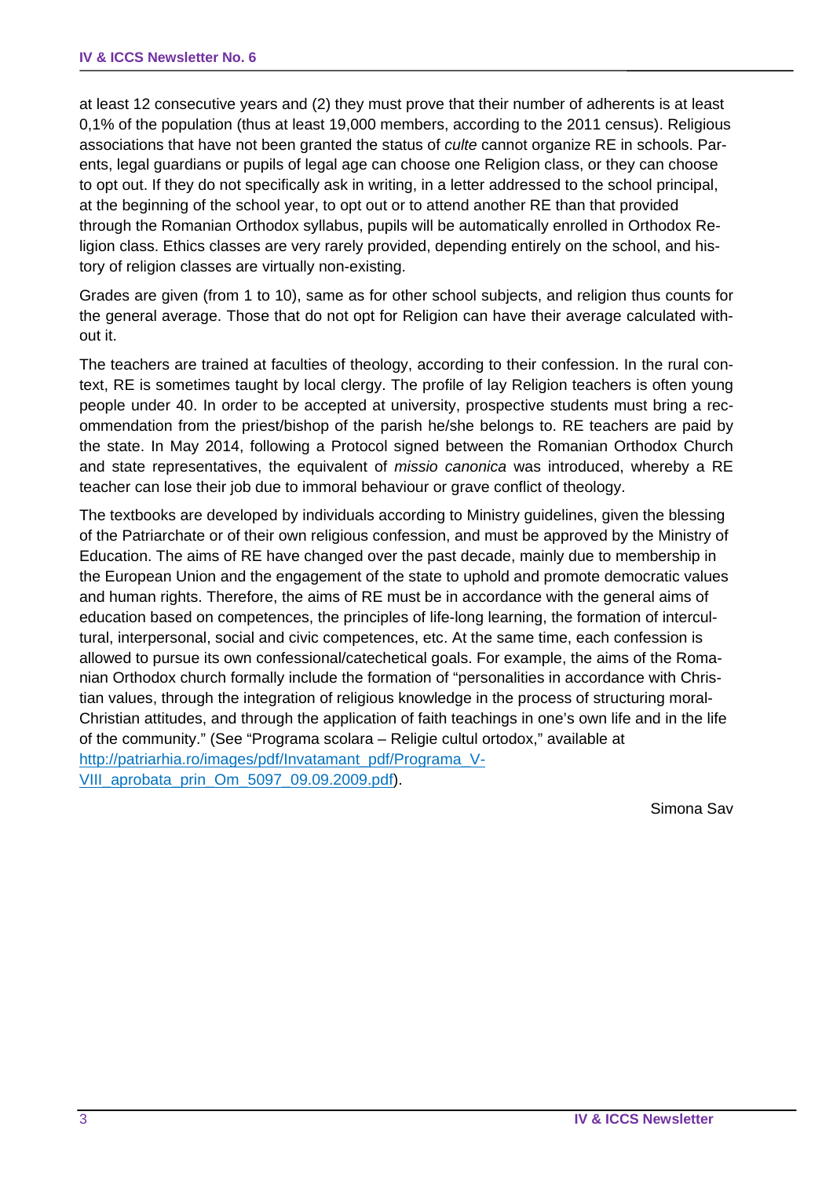at least 12 consecutive years and (2) they must prove that their number of adherents is at least 0,1% of the population (thus at least 19,000 members, according to the 2011 census). Religious associations that have not been granted the status of *culte* cannot organize RE in schools. Parents, legal guardians or pupils of legal age can choose one Religion class, or they can choose to opt out. If they do not specifically ask in writing, in a letter addressed to the school principal, at the beginning of the school year, to opt out or to attend another RE than that provided through the Romanian Orthodox syllabus, pupils will be automatically enrolled in Orthodox Religion class. Ethics classes are very rarely provided, depending entirely on the school, and history of religion classes are virtually non-existing.

Grades are given (from 1 to 10), same as for other school subjects, and religion thus counts for the general average. Those that do not opt for Religion can have their average calculated without it.

The teachers are trained at faculties of theology, according to their confession. In the rural context, RE is sometimes taught by local clergy. The profile of lay Religion teachers is often young people under 40. In order to be accepted at university, prospective students must bring a recommendation from the priest/bishop of the parish he/she belongs to. RE teachers are paid by the state. In May 2014, following a Protocol signed between the Romanian Orthodox Church and state representatives, the equivalent of *missio canonica* was introduced, whereby a RE teacher can lose their job due to immoral behaviour or grave conflict of theology.

The textbooks are developed by individuals according to Ministry guidelines, given the blessing of the Patriarchate or of their own religious confession, and must be approved by the Ministry of Education. The aims of RE have changed over the past decade, mainly due to membership in the European Union and the engagement of the state to uphold and promote democratic values and human rights. Therefore, the aims of RE must be in accordance with the general aims of education based on competences, the principles of life-long learning, the formation of intercultural, interpersonal, social and civic competences, etc. At the same time, each confession is allowed to pursue its own confessional/catechetical goals. For example, the aims of the Romanian Orthodox church formally include the formation of "personalities in accordance with Christian values, through the integration of religious knowledge in the process of structuring moral-Christian attitudes, and through the application of faith teachings in one's own life and in the life of the community." (See "Programa scolara – Religie cultul ortodox," available at [http://patriarhia.ro/images/pdf/Invatamant_pdf/Programa_V-VIII_aprobata_prin_Om_5097_09.09.2009.pdf](http://patriarhia.ro/images/pdf/Invatamant_pdf/Programa_V-VIII_aprobata_prin_Om_5097_09.09.2009.pdf)).

Simona Sav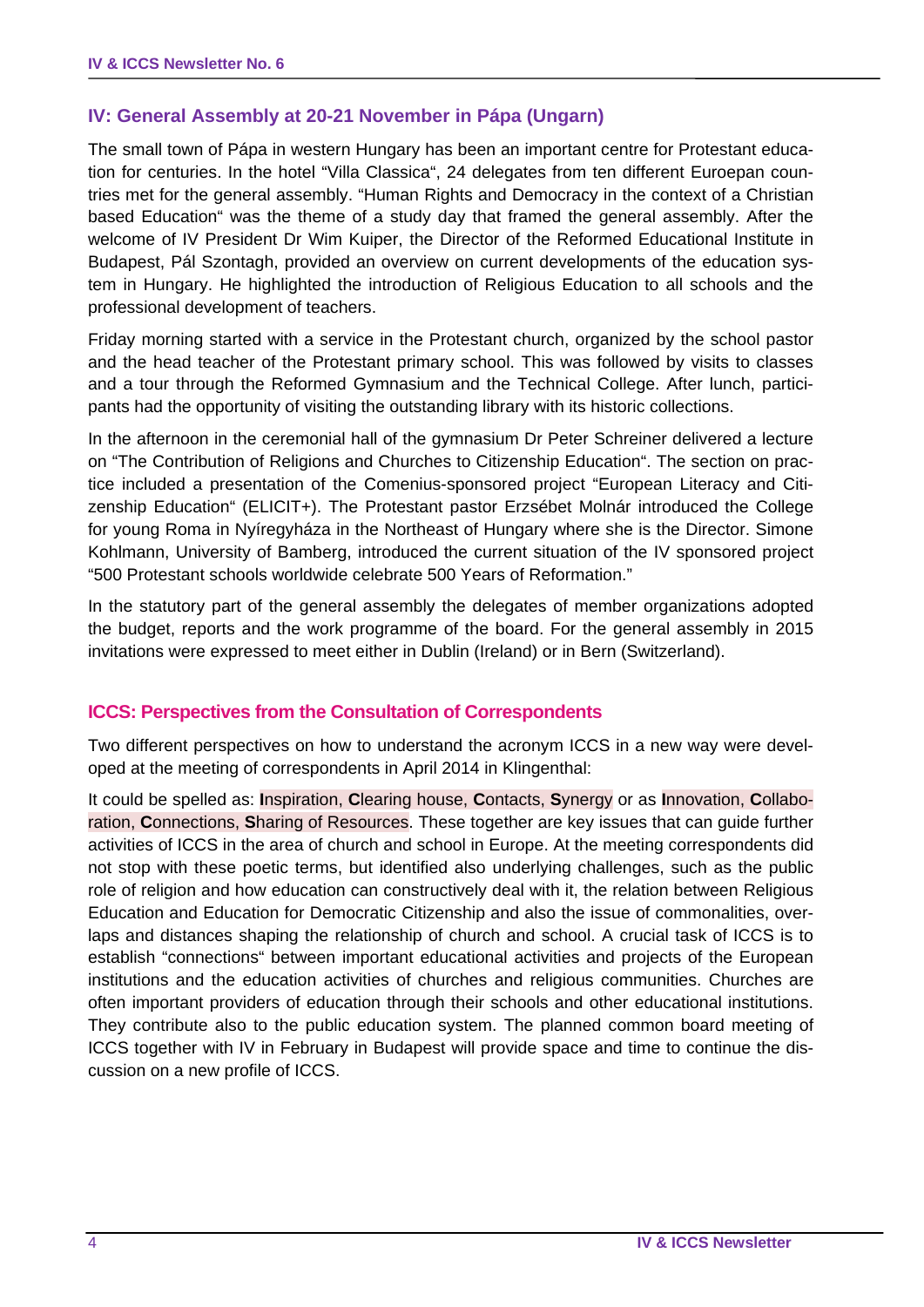## IV: General Assembly at 20-21 November in Pápa (Ungarn)

The small town of Pápa in western Hungary has been an important centre for Protestant education for centuries. In the hotel "Villa Classica", 24 delegates from ten different Euroepan countries met for the general assembly. "Human Rights and Democracy in the context of a Christian based Education" was the theme of a study day that framed the general assembly. After the welcome of IV President Dr Wim Kuiper, the Director of the Reformed Educational Institute in Budapest, Pál Szontagh, provided an overview on current developments of the education system in Hungary. He highlighted the introduction of Religious Education to all schools and the professional development of teachers.

Friday morning started with a service in the Protestant church, organized by the school pastor and the head teacher of the Protestant primary school. This was followed by visits to classes and a tour through the Reformed Gymnasium and the Technical College. After lunch, participants had the opportunity of visiting the outstanding library with its historic collections.

In the afternoon in the ceremonial hall of the gymnasium Dr Peter Schreiner delivered a lecture on "The Contribution of Religions and Churches to Citizenship Education". The section on practice included a presentation of the Comenius-sponsored project "European Literacy and Citizenship Education" (ELICIT+). The Protestant pastor Erzsébet Molnár introduced the College for young Roma in Nyíregyháza in the Northeast of Hungary where she is the Director. Simone Kohlmann, University of Bamberg, introduced the current situation of the IV sponsored project "500 Protestant schools worldwide celebrate 500 Years of Reformation."

In the statutory part of the general assembly the delegates of member organizations adopted the budget, reports and the work programme of the board. For the general assembly in 2015 invitations were expressed to meet either in Dublin (Ireland) or in Bern (Switzerland).

## ICCS: Perspectives from the Consultation of Correspondents

Two different perspectives on how to understand the acronym ICCS in a new way were developed at the meeting of correspondents in April 2014 in Klingenthal:

It could be spelled as: **I**nspiration, **C**learing house, **C**ontacts, **S**ynergy or as **I**nnovation, **C**ollaboration, **C**onnections, **S**haring of Resources. These together are key issues that can guide further activities of ICCS in the area of church and school in Europe. At the meeting correspondents did not stop with these poetic terms, but identified also underlying challenges, such as the public role of religion and how education can constructively deal with it, the relation between Religious Education and Education for Democratic Citizenship and also the issue of commonalities, overlaps and distances shaping the relationship of church and school. A crucial task of ICCS is to establish "connections" between important educational activities and projects of the European institutions and the education activities of churches and religious communities. Churches are often important providers of education through their schools and other educational institutions. They contribute also to the public education system. The planned common board meeting of ICCS together with IV in February in Budapest will provide space and time to continue the discussion on a new profile of ICCS.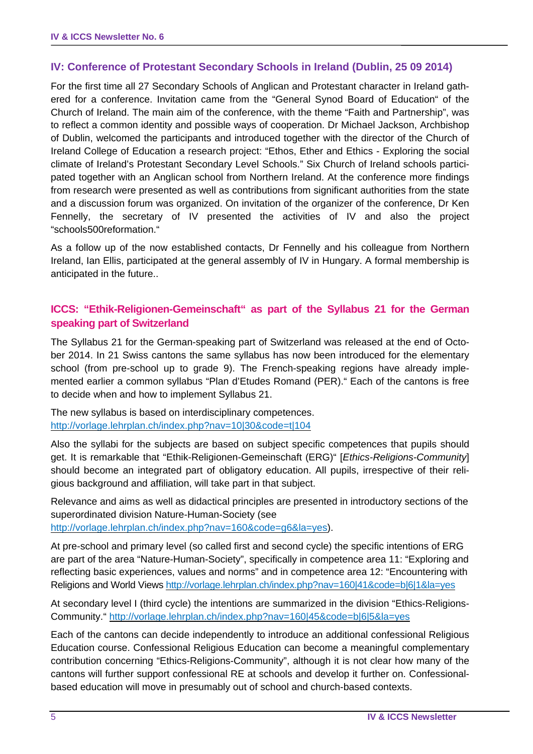## IV: Conference of Protestant Secondary Schools in Ireland (Dublin, 25 09 2014)

For the first time all 27 Secondary Schools of Anglican and Protestant character in Ireland gathered for a conference. Invitation came from the "General Synod Board of Education" of the Church of Ireland. The main aim of the conference, with the theme "Faith and Partnership", was to reflect a common identity and possible ways of cooperation. Dr Michael Jackson, Archbishop of Dublin, welcomed the participants and introduced together with the director of the Church of Ireland College of Education a research project: "Ethos, Ether and Ethics - Exploring the social climate of Ireland's Protestant Secondary Level Schools." Six Church of Ireland schools participated together with an Anglican school from Northern Ireland. At the conference more findings from research were presented as well as contributions from significant authorities from the state and a discussion forum was organized. On invitation of the organizer of the conference, Dr Ken Fennelly, the secretary of IV presented the activities of IV and also the project "schools500reformation."

As a follow up of the now established contacts, Dr Fennelly and his colleague from Northern Ireland, Ian Ellis, participated at the general assembly of IV in Hungary. A formal membership is anticipated in the future..

## ICCS: "Ethik-Religionen-Gemeinschaft" as part of the Syllabus 21 for the German speaking part of Switzerland

The Syllabus 21 for the German-speaking part of Switzerland was released at the end of October 2014. In 21 Swiss cantons the same syllabus has now been introduced for the elementary school (from pre-school up to grade 9). The French-speaking regions have already implemented earlier a common syllabus "Plan d'Etudes Romand (PER)." Each of the cantons is free to decide when and how to implement Syllabus 21.

The new syllabus is based on interdisciplinary competences.
http://vorlage.lehrplan.ch/index.php?nav=10|30&code=t|104

Also the syllabi for the subjects are based on subject specific competences that pupils should get. It is remarkable that "Ethik-Religionen-Gemeinschaft (ERG)" [*Ethics-Religions-Community*] should become an integrated part of obligatory education. All pupils, irrespective of their religious background and affiliation, will take part in that subject.

Relevance and aims as well as didactical principles are presented in introductory sections of the superordinated division Nature-Human-Society (see http://vorlage.lehrplan.ch/index.php?nav=160&code=g6&la=yes).

At pre-school and primary level (so called first and second cycle) the specific intentions of ERG are part of the area "Nature-Human-Society", specifically in competence area 11: "Exploring and reflecting basic experiences, values and norms" and in competence area 12: "Encountering with Religions and World Views http://vorlage.lehrplan.ch/index.php?nav=160|41&code=b|6|1&la=yes

At secondary level I (third cycle) the intentions are summarized in the division "Ethics-Religions-Community." http://vorlage.lehrplan.ch/index.php?nav=160|45&code=b|6|5&la=yes

Each of the cantons can decide independently to introduce an additional confessional Religious Education course. Confessional Religious Education can become a meaningful complementary contribution concerning "Ethics-Religions-Community", although it is not clear how many of the cantons will further support confessional RE at schools and develop it further on. Confessional-based education will move in presumably out of school and church-based contexts.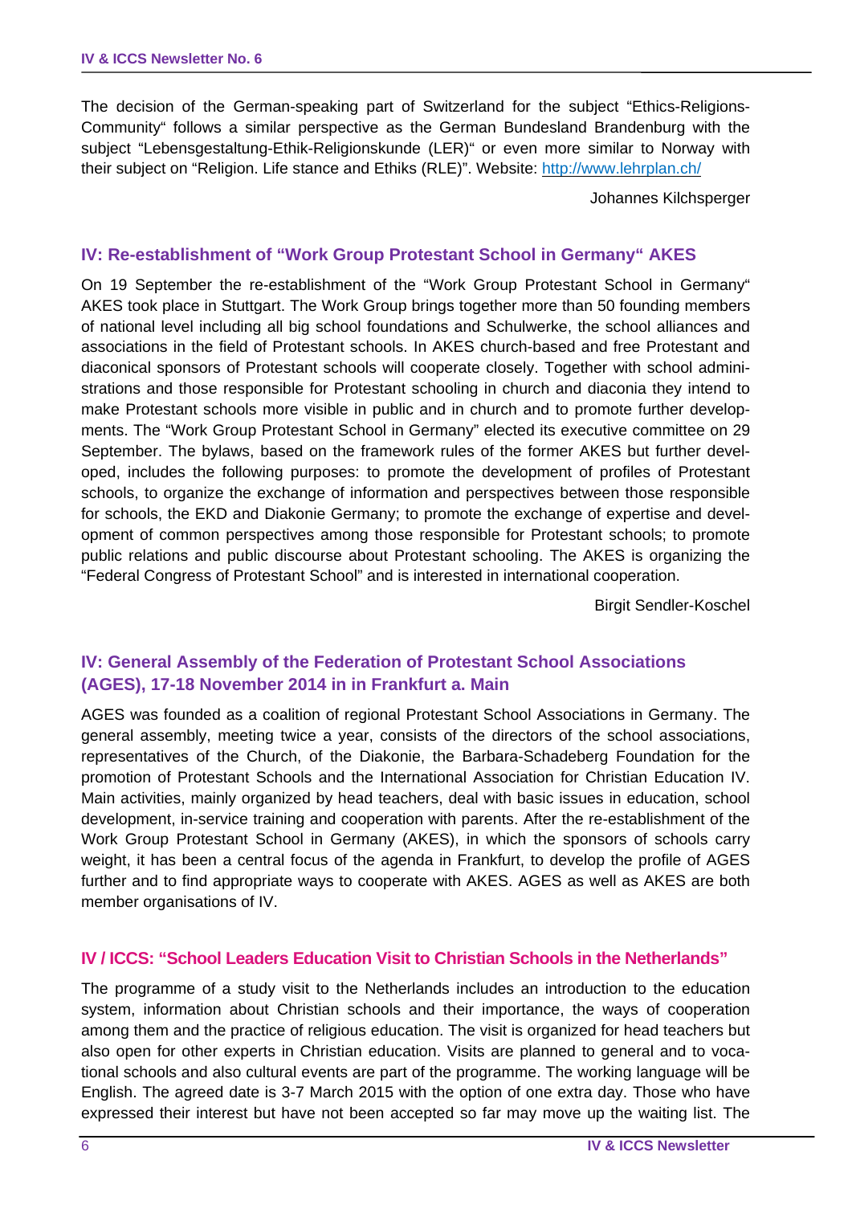The decision of the German-speaking part of Switzerland for the subject "Ethics-Religions-Community" follows a similar perspective as the German Bundesland Brandenburg with the subject "Lebensgestaltung-Ethik-Religionskunde (LER)" or even more similar to Norway with their subject on "Religion. Life stance and Ethiks (RLE)". Website: http://www.lehrplan.ch/

Johannes Kilchsperger

## IV: Re-establishment of "Work Group Protestant School in Germany" AKES

On 19 September the re-establishment of the "Work Group Protestant School in Germany" AKES took place in Stuttgart. The Work Group brings together more than 50 founding members of national level including all big school foundations and Schulwerke, the school alliances and associations in the field of Protestant schools. In AKES church-based and free Protestant and diaconical sponsors of Protestant schools will cooperate closely. Together with school administrations and those responsible for Protestant schooling in church and diaconia they intend to make Protestant schools more visible in public and in church and to promote further developments. The "Work Group Protestant School in Germany" elected its executive committee on 29 September. The bylaws, based on the framework rules of the former AKES but further developed, includes the following purposes: to promote the development of profiles of Protestant schools, to organize the exchange of information and perspectives between those responsible for schools, the EKD and Diakonie Germany; to promote the exchange of expertise and development of common perspectives among those responsible for Protestant schools; to promote public relations and public discourse about Protestant schooling. The AKES is organizing the "Federal Congress of Protestant School" and is interested in international cooperation.

Birgit Sendler-Koschel

## IV: General Assembly of the Federation of Protestant School Associations (AGES), 17-18 November 2014 in in Frankfurt a. Main

AGES was founded as a coalition of regional Protestant School Associations in Germany. The general assembly, meeting twice a year, consists of the directors of the school associations, representatives of the Church, of the Diakonie, the Barbara-Schadeberg Foundation for the promotion of Protestant Schools and the International Association for Christian Education IV. Main activities, mainly organized by head teachers, deal with basic issues in education, school development, in-service training and cooperation with parents. After the re-establishment of the Work Group Protestant School in Germany (AKES), in which the sponsors of schools carry weight, it has been a central focus of the agenda in Frankfurt, to develop the profile of AGES further and to find appropriate ways to cooperate with AKES. AGES as well as AKES are both member organisations of IV.

## IV / ICCS: "School Leaders Education Visit to Christian Schools in the Netherlands"

The programme of a study visit to the Netherlands includes an introduction to the education system, information about Christian schools and their importance, the ways of cooperation among them and the practice of religious education. The visit is organized for head teachers but also open for other experts in Christian education. Visits are planned to general and to vocational schools and also cultural events are part of the programme. The working language will be English. The agreed date is 3-7 March 2015 with the option of one extra day. Those who have expressed their interest but have not been accepted so far may move up the waiting list. The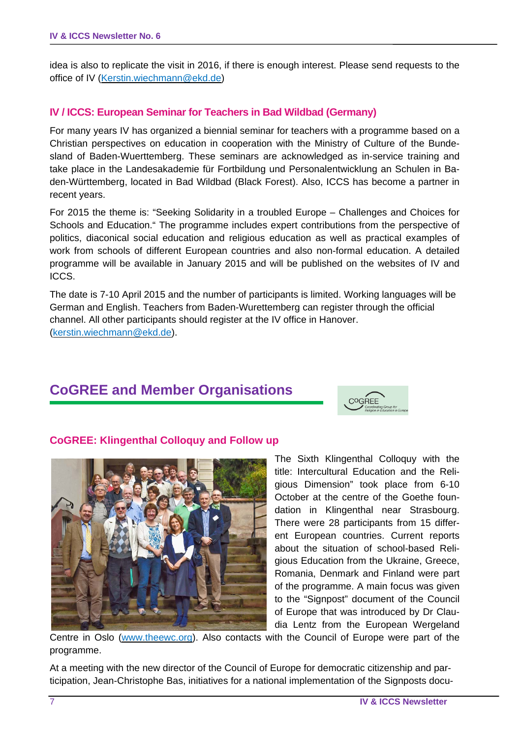idea is also to replicate the visit in 2016, if there is enough interest. Please send requests to the office of IV (Kerstin.wiechmann@ekd.de)

### IV / ICCS: European Seminar for Teachers in Bad Wildbad (Germany)

For many years IV has organized a biennial seminar for teachers with a programme based on a Christian perspectives on education in cooperation with the Ministry of Culture of the Bundesland of Baden-Wuerttemberg. These seminars are acknowledged as in-service training and take place in the Landesakademie für Fortbildung und Personalentwicklung an Schulen in Baden-Württemberg, located in Bad Wildbad (Black Forest). Also, ICCS has become a partner in recent years.

For 2015 the theme is: "Seeking Solidarity in a troubled Europe – Challenges and Choices for Schools and Education." The programme includes expert contributions from the perspective of politics, diaconical social education and religious education as well as practical examples of work from schools of different European countries and also non-formal education. A detailed programme will be available in January 2015 and will be published on the websites of IV and ICCS.

The date is 7-10 April 2015 and the number of participants is limited. Working languages will be German and English. Teachers from Baden-Wurettemberg can register through the official channel. All other participants should register at the IV office in Hanover. (kerstin.wiechmann@ekd.de).

## CoGREE and Member Organisations

### CoGREE: Klingenthal Colloquy and Follow up

The Sixth Klingenthal Colloquy with the title: Intercultural Education and the Religious Dimension" took place from 6-10 October at the centre of the Goethe foundation in Klingenthal near Strasbourg. There were 28 participants from 15 different European countries. Current reports about the situation of school-based Religious Education from the Ukraine, Greece, Romania, Denmark and Finland were part of the programme. A main focus was given to the "Signpost" document of the Council of Europe that was introduced by Dr Claudia Lentz from the European Wergeland Centre in Oslo (www.theewc.org). Also contacts with the Council of Europe were part of the programme.

At a meeting with the new director of the Council of Europe for democratic citizenship and participation, Jean-Christophe Bas, initiatives for a national implementation of the Signposts docu-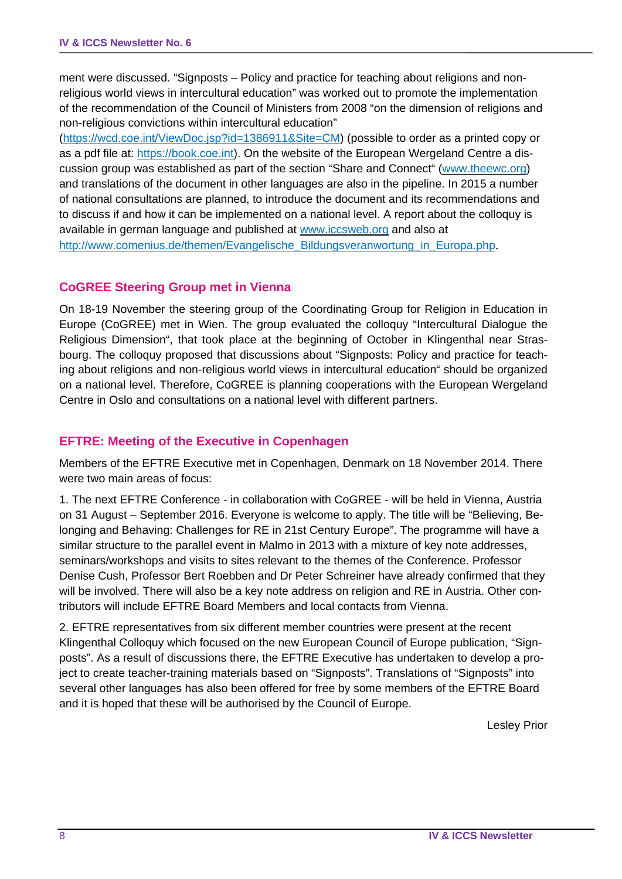ment were discussed. "Signposts – Policy and practice for teaching about religions and non-religious world views in intercultural education" was worked out to promote the implementation of the recommendation of the Council of Ministers from 2008 "on the dimension of religions and non-religious convictions within intercultural education" (https://wcd.coe.int/ViewDoc.jsp?id=1386911&Site=CM) (possible to order as a printed copy or as a pdf file at: https://book.coe.int). On the website of the European Wergeland Centre a discussion group was established as part of the section "Share and Connect" (www.theewc.org) and translations of the document in other languages are also in the pipeline. In 2015 a number of national consultations are planned, to introduce the document and its recommendations and to discuss if and how it can be implemented on a national level. A report about the colloquy is available in german language and published at www.iccsweb.org and also at http://www.comenius.de/themen/Evangelische_Bildungsverantwortung_in_Europa.php.

## CoGREE Steering Group met in Vienna

On 18-19 November the steering group of the Coordinating Group for Religion in Education in Europe (CoGREE) met in Wien. The group evaluated the colloquy "Intercultural Dialogue the Religious Dimension", that took place at the beginning of October in Klingenthal near Strasbourg. The colloquy proposed that discussions about "Signposts: Policy and practice for teaching about religions and non-religious world views in intercultural education" should be organized on a national level. Therefore, CoGREE is planning cooperations with the European Wergeland Centre in Oslo and consultations on a national level with different partners.

## EFTRE: Meeting of the Executive in Copenhagen

Members of the EFTRE Executive met in Copenhagen, Denmark on 18 November 2014. There were two main areas of focus:

1. The next EFTRE Conference - in collaboration with CoGREE - will be held in Vienna, Austria on 31 August – September 2016. Everyone is welcome to apply. The title will be "Believing, Belonging and Behaving: Challenges for RE in 21st Century Europe". The programme will have a similar structure to the parallel event in Malmo in 2013 with a mixture of key note addresses, seminars/workshops and visits to sites relevant to the themes of the Conference. Professor Denise Cush, Professor Bert Roebben and Dr Peter Schreiner have already confirmed that they will be involved. There will also be a key note address on religion and RE in Austria. Other contributors will include EFTRE Board Members and local contacts from Vienna.

2. EFTRE representatives from six different member countries were present at the recent Klingenthal Colloquy which focused on the new European Council of Europe publication, "Signposts". As a result of discussions there, the EFTRE Executive has undertaken to develop a project to create teacher-training materials based on "Signposts". Translations of "Signposts" into several other languages has also been offered for free by some members of the EFTRE Board and it is hoped that these will be authorised by the Council of Europe.

Lesley Prior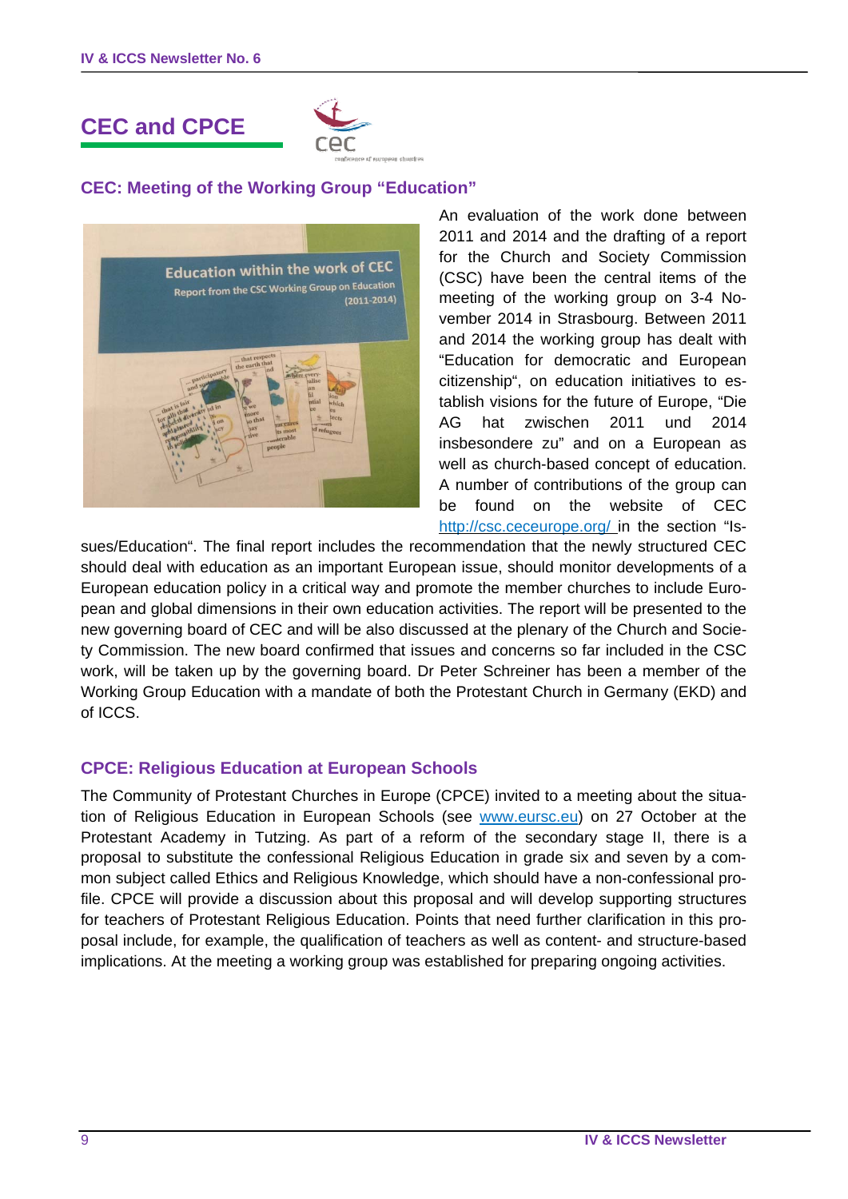## CEC and CPCE

### CEC: Meeting of the Working Group "Education"

An evaluation of the work done between 2011 and 2014 and the drafting of a report for the Church and Society Commission (CSC) have been the central items of the meeting of the working group on 3-4 November 2014 in Strasbourg. Between 2011 and 2014 the working group has dealt with "Education for democratic and European citizenship", on education initiatives to establish visions for the future of Europe, "Die AG hat zwischen 2011 und 2014 insbesondere zu" and on a European as well as church-based concept of education. A number of contributions of the group can be found on the website of CEC http://csc.ceceurope.org/ in the section "Issues/Education". The final report includes the recommendation that the newly structured CEC should deal with education as an important European issue, should monitor developments of a European education policy in a critical way and promote the member churches to include European and global dimensions in their own education activities. The report will be presented to the new governing board of CEC and will be also discussed at the plenary of the Church and Society Commission. The new board confirmed that issues and concerns so far included in the CSC work, will be taken up by the governing board. Dr Peter Schreiner has been a member of the Working Group Education with a mandate of both the Protestant Church in Germany (EKD) and of ICCS.

### CPCE: Religious Education at European Schools

The Community of Protestant Churches in Europe (CPCE) invited to a meeting about the situation of Religious Education in European Schools (see www.eursc.eu) on 27 October at the Protestant Academy in Tutzing. As part of a reform of the secondary stage II, there is a proposal to substitute the confessional Religious Education in grade six and seven by a common subject called Ethics and Religious Knowledge, which should have a non-confessional profile. CPCE will provide a discussion about this proposal and will develop supporting structures for teachers of Protestant Religious Education. Points that need further clarification in this proposal include, for example, the qualification of teachers as well as content- and structure-based implications. At the meeting a working group was established for preparing ongoing activities.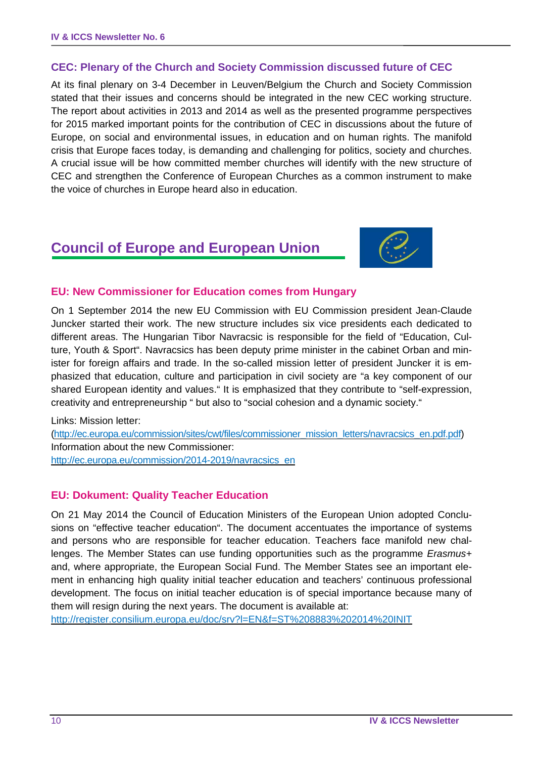### CEC: Plenary of the Church and Society Commission discussed future of CEC

At its final plenary on 3-4 December in Leuven/Belgium the Church and Society Commission stated that their issues and concerns should be integrated in the new CEC working structure. The report about activities in 2013 and 2014 as well as the presented programme perspectives for 2015 marked important points for the contribution of CEC in discussions about the future of Europe, on social and environmental issues, in education and on human rights. The manifold crisis that Europe faces today, is demanding and challenging for politics, society and churches. A crucial issue will be how committed member churches will identify with the new structure of CEC and strengthen the Conference of European Churches as a common instrument to make the voice of churches in Europe heard also in education.

## Council of Europe and European Union

### EU: New Commissioner for Education comes from Hungary

On 1 September 2014 the new EU Commission with EU Commission president Jean-Claude Juncker started their work. The new structure includes six vice presidents each dedicated to different areas. The Hungarian Tibor Navracsic is responsible for the field of "Education, Culture, Youth & Sport". Navracsics has been deputy prime minister in the cabinet Orban and minister for foreign affairs and trade. In the so-called mission letter of president Juncker it is emphasized that education, culture and participation in civil society are "a key component of our shared European identity and values." It is emphasized that they contribute to "self-expression, creativity and entrepreneurship " but also to "social cohesion and a dynamic society."

Links: Mission letter:
(http://ec.europa.eu/commission/sites/cwt/files/commissioner_mission_letters/navracsics_en.pdf.pdf)
Information about the new Commissioner:
http://ec.europa.eu/commission/2014-2019/navracsics_en

### EU: Dokument: Quality Teacher Education

On 21 May 2014 the Council of Education Ministers of the European Union adopted Conclusions on "effective teacher education". The document accentuates the importance of systems and persons who are responsible for teacher education. Teachers face manifold new challenges. The Member States can use funding opportunities such as the programme *Erasmus+* and, where appropriate, the European Social Fund. The Member States see an important element in enhancing high quality initial teacher education and teachers' continuous professional development. The focus on initial teacher education is of special importance because many of them will resign during the next years. The document is available at:
http://register.consilium.europa.eu/doc/srv?l=EN&f=ST%208883%202014%20INIT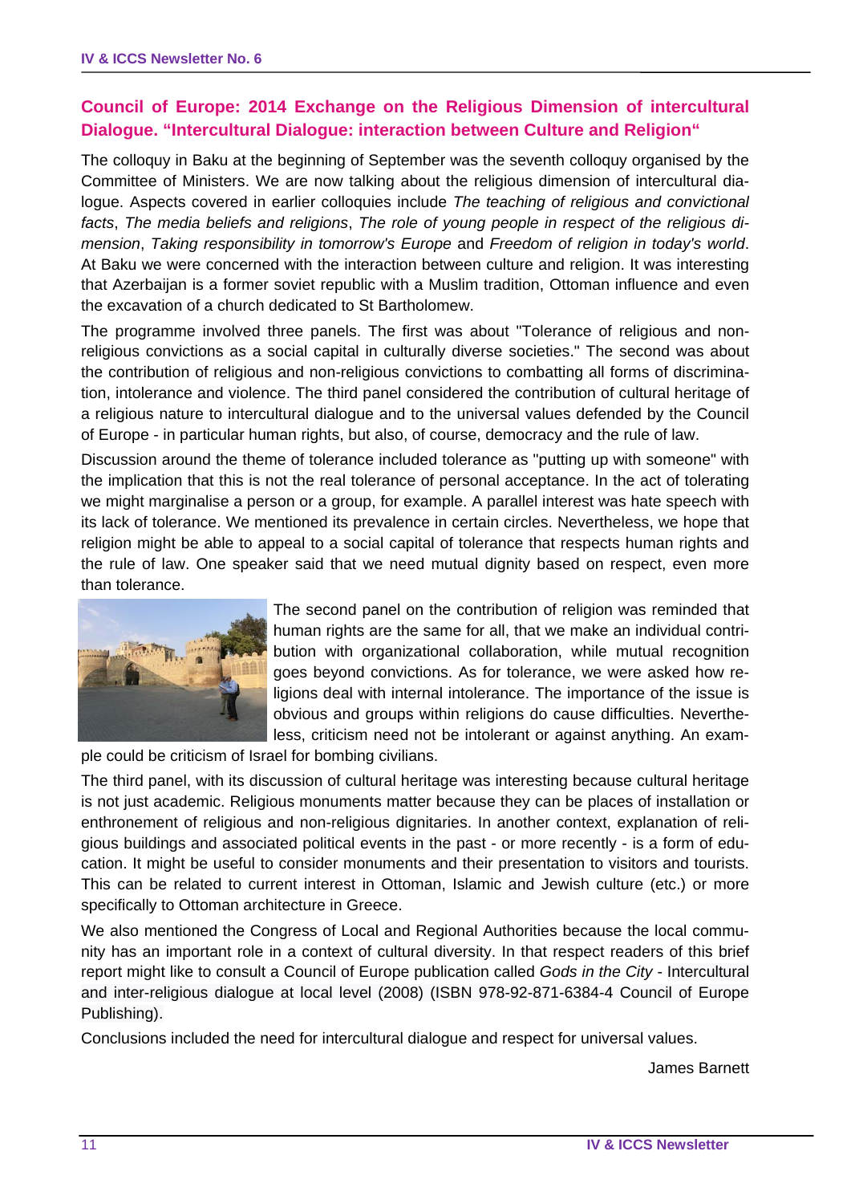## Council of Europe: 2014 Exchange on the Religious Dimension of intercultural Dialogue. "Intercultural Dialogue: interaction between Culture and Religion"

The colloquy in Baku at the beginning of September was the seventh colloquy organised by the Committee of Ministers. We are now talking about the religious dimension of intercultural dialogue. Aspects covered in earlier colloquies include *The teaching of religious and convictional facts*, *The media beliefs and religions*, *The role of young people in respect of the religious dimension*, *Taking responsibility in tomorrow's Europe* and *Freedom of religion in today's world*. At Baku we were concerned with the interaction between culture and religion. It was interesting that Azerbaijan is a former soviet republic with a Muslim tradition, Ottoman influence and even the excavation of a church dedicated to St Bartholomew.

The programme involved three panels. The first was about "Tolerance of religious and non-religious convictions as a social capital in culturally diverse societies." The second was about the contribution of religious and non-religious convictions to combatting all forms of discrimination, intolerance and violence. The third panel considered the contribution of cultural heritage of a religious nature to intercultural dialogue and to the universal values defended by the Council of Europe - in particular human rights, but also, of course, democracy and the rule of law.

Discussion around the theme of tolerance included tolerance as "putting up with someone" with the implication that this is not the real tolerance of personal acceptance. In the act of tolerating we might marginalise a person or a group, for example. A parallel interest was hate speech with its lack of tolerance. We mentioned its prevalence in certain circles. Nevertheless, we hope that religion might be able to appeal to a social capital of tolerance that respects human rights and the rule of law. One speaker said that we need mutual dignity based on respect, even more than tolerance.

The second panel on the contribution of religion was reminded that human rights are the same for all, that we make an individual contribution with organizational collaboration, while mutual recognition goes beyond convictions. As for tolerance, we were asked how religions deal with internal intolerance. The importance of the issue is obvious and groups within religions do cause difficulties. Nevertheless, criticism need not be intolerant or against anything. An example could be criticism of Israel for bombing civilians.

The third panel, with its discussion of cultural heritage was interesting because cultural heritage is not just academic. Religious monuments matter because they can be places of installation or enthronement of religious and non-religious dignitaries. In another context, explanation of religious buildings and associated political events in the past - or more recently - is a form of education. It might be useful to consider monuments and their presentation to visitors and tourists. This can be related to current interest in Ottoman, Islamic and Jewish culture (etc.) or more specifically to Ottoman architecture in Greece.

We also mentioned the Congress of Local and Regional Authorities because the local community has an important role in a context of cultural diversity. In that respect readers of this brief report might like to consult a Council of Europe publication called *Gods in the City* - Intercultural and inter-religious dialogue at local level (2008) (ISBN 978-92-871-6384-4 Council of Europe Publishing).

Conclusions included the need for intercultural dialogue and respect for universal values.

James Barnett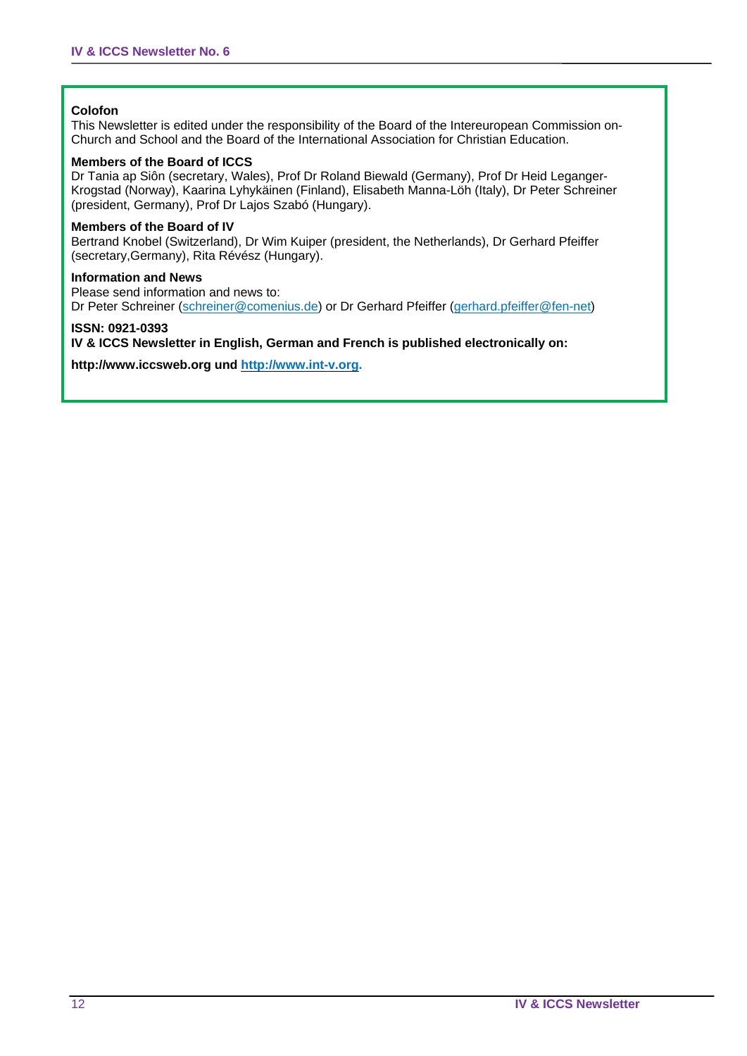**Colofon**

This Newsletter is edited under the responsibility of the Board of the Intereuropean Commission on-Church and School and the Board of the International Association for Christian Education.

**Members of the Board of ICCS**

Dr Tania ap Siôn (secretary, Wales), Prof Dr Roland Biewald (Germany), Prof Dr Heid Leganger-Krogstad (Norway), Kaarina Lyhykäinen (Finland), Elisabeth Manna-Löh (Italy), Dr Peter Schreiner (president, Germany), Prof Dr Lajos Szabó (Hungary).

**Members of the Board of IV**

Bertrand Knobel (Switzerland), Dr Wim Kuiper (president, the Netherlands), Dr Gerhard Pfeiffer (secretary,Germany), Rita Révész (Hungary).

**Information and News**

Please send information and news to:
Dr Peter Schreiner (schreiner@comenius.de) or Dr Gerhard Pfeiffer (gerhard.pfeiffer@fen-net)

**ISSN: 0921-0393**
**IV & ICCS Newsletter in English, German and French is published electronically on:**

**http://www.iccsweb.org und http://www.int-v.org.**